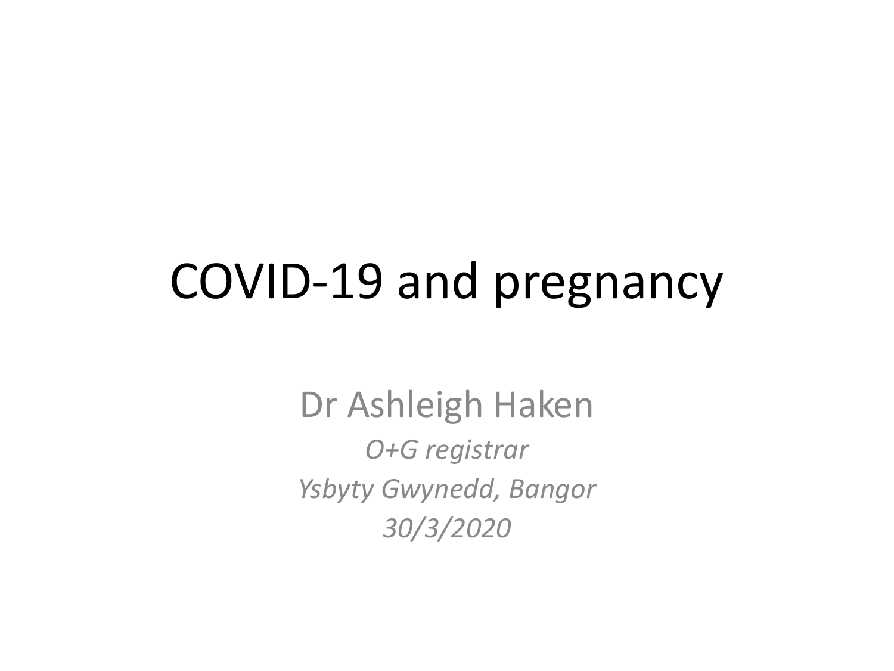# COVID-19 and pregnancy

Dr Ashleigh Haken

*O+G registrar*

*Ysbyty Gwynedd, Bangor*

*30/3/2020*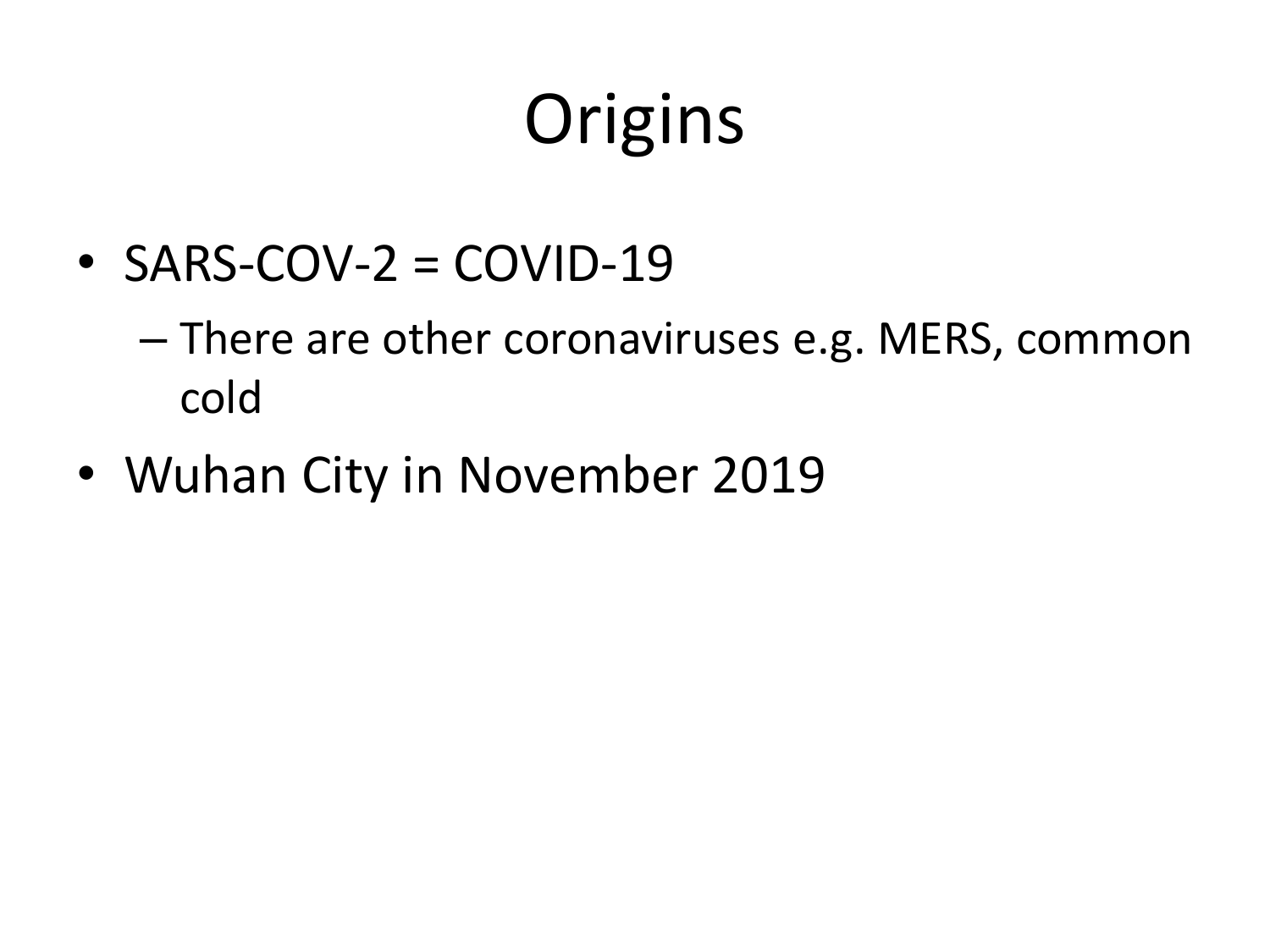# Origins

- SARS-COV-2 = COVID-19
  - There are other coronaviruses e.g. MERS, common cold
- Wuhan City in November 2019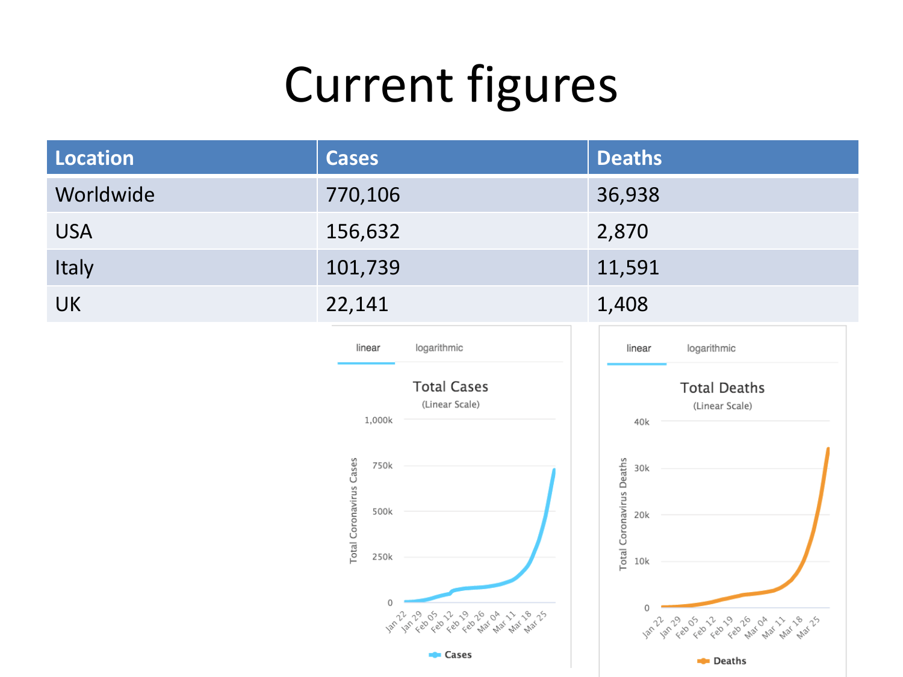# Current figures

| Location | Cases | Deaths |
|---|---|---|
| Worldwide | 770,106 | 36,938 |
| USA | 156,632 | 2,870 |
| Italy | 101,739 | 11,591 |
| UK | 22,141 | 1,408 |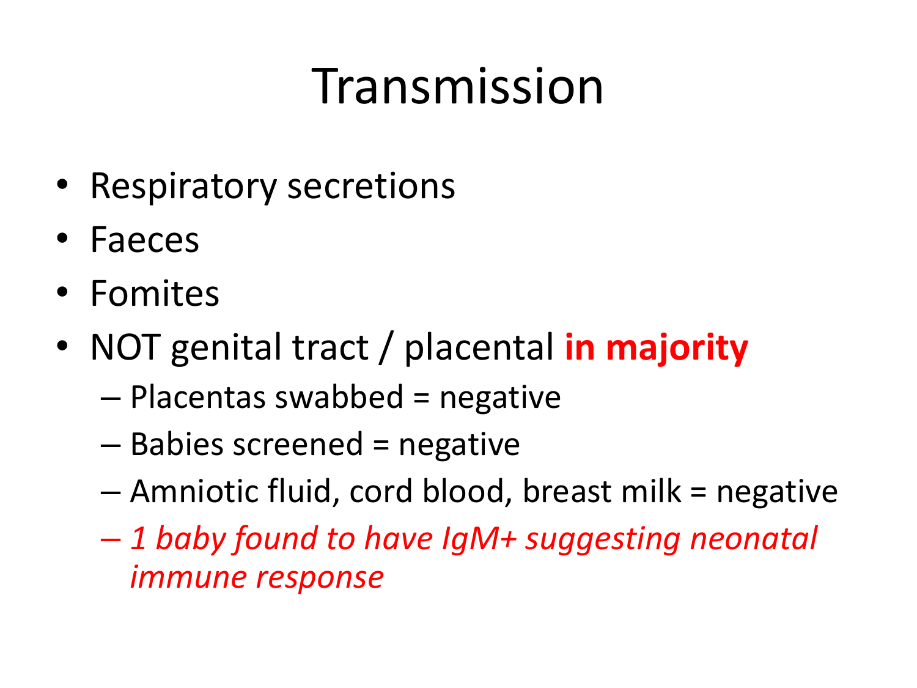# Transmission

- Respiratory secretions
- Faeces
- Fomites
- NOT genital tract / placental **in majority**
  - Placentas swabbed = negative
  - Babies screened = negative
  - Amniotic fluid, cord blood, breast milk = negative
  - *1 baby found to have IgM+ suggesting neonatal immune response*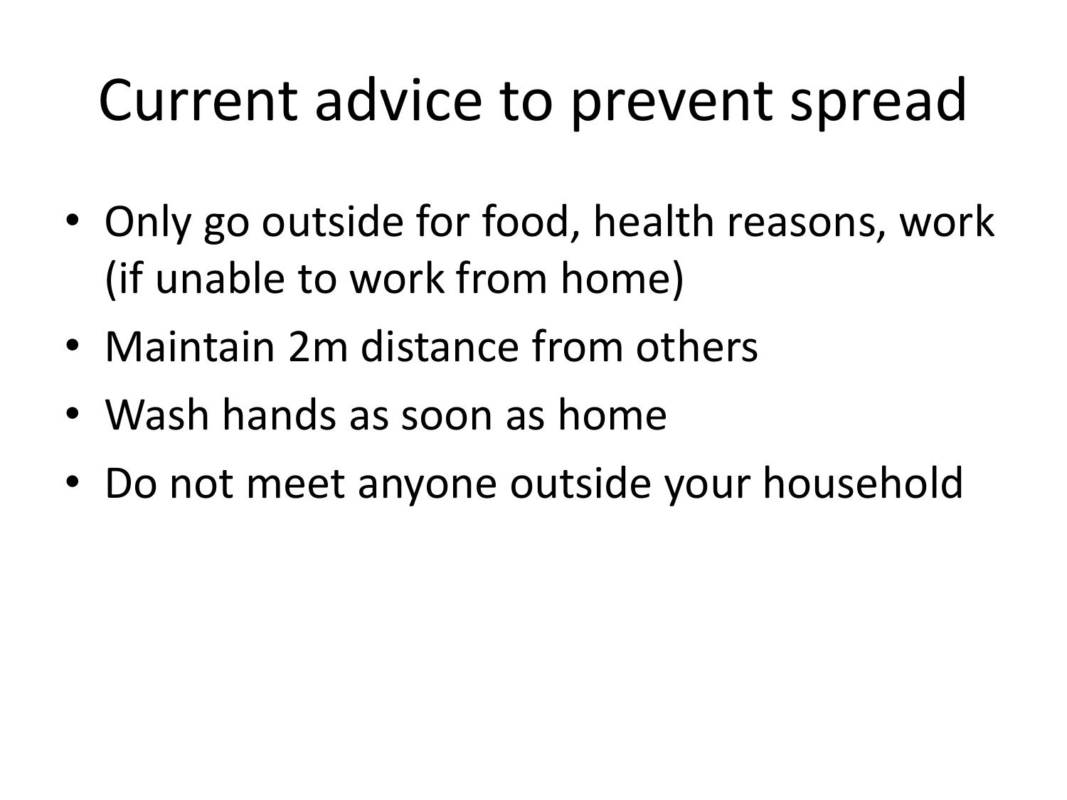# Current advice to prevent spread

- Only go outside for food, health reasons, work (if unable to work from home)
- Maintain 2m distance from others
- Wash hands as soon as home
- Do not meet anyone outside your household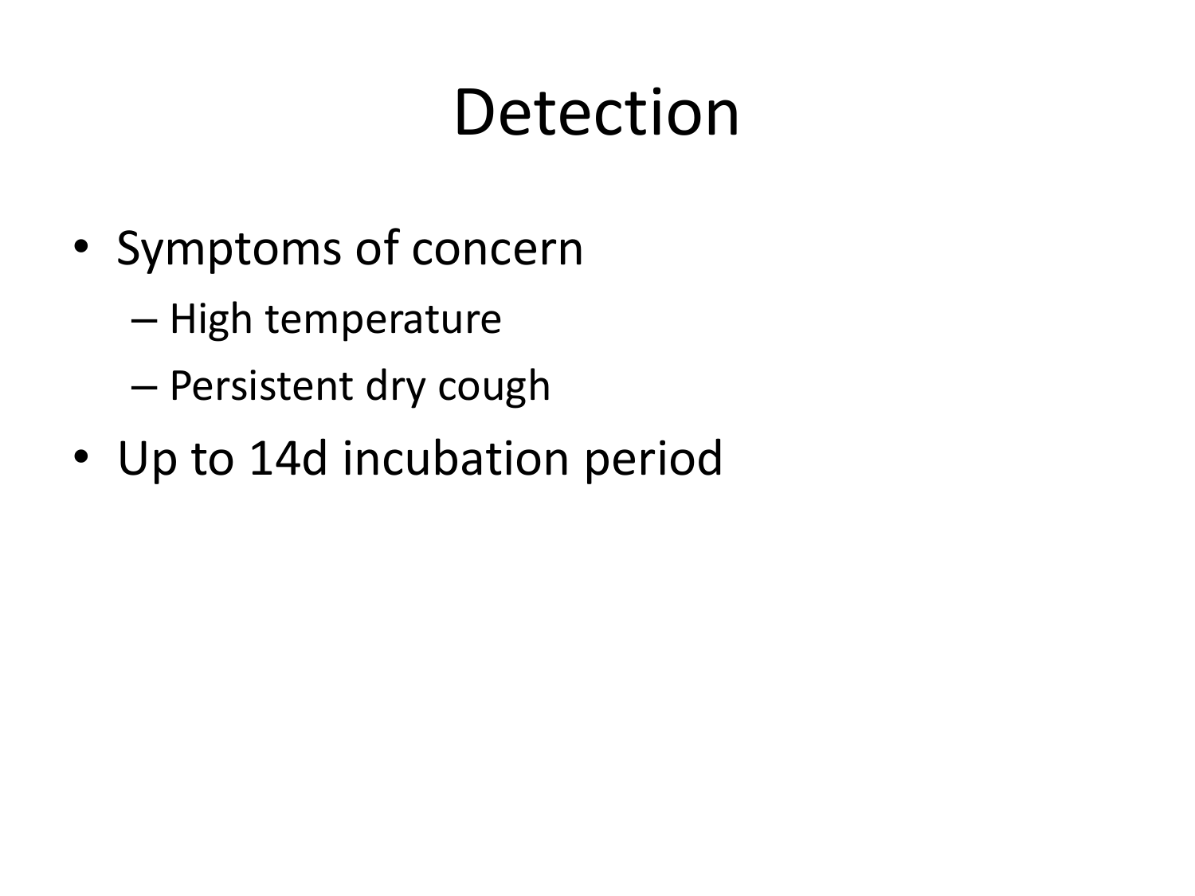# Detection

- Symptoms of concern
  - High temperature
  - Persistent dry cough
- Up to 14d incubation period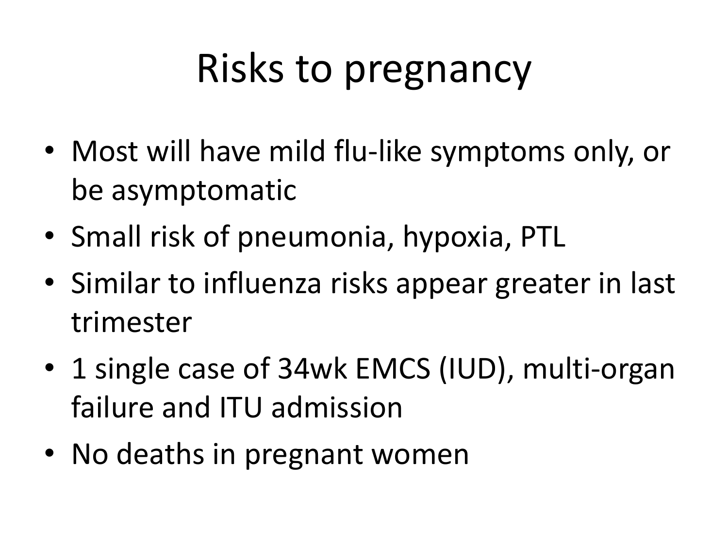# Risks to pregnancy

- Most will have mild flu-like symptoms only, or be asymptomatic
- Small risk of pneumonia, hypoxia, PTL
- Similar to influenza risks appear greater in last trimester
- 1 single case of 34wk EMCS (IUD), multi-organ failure and ITU admission
- No deaths in pregnant women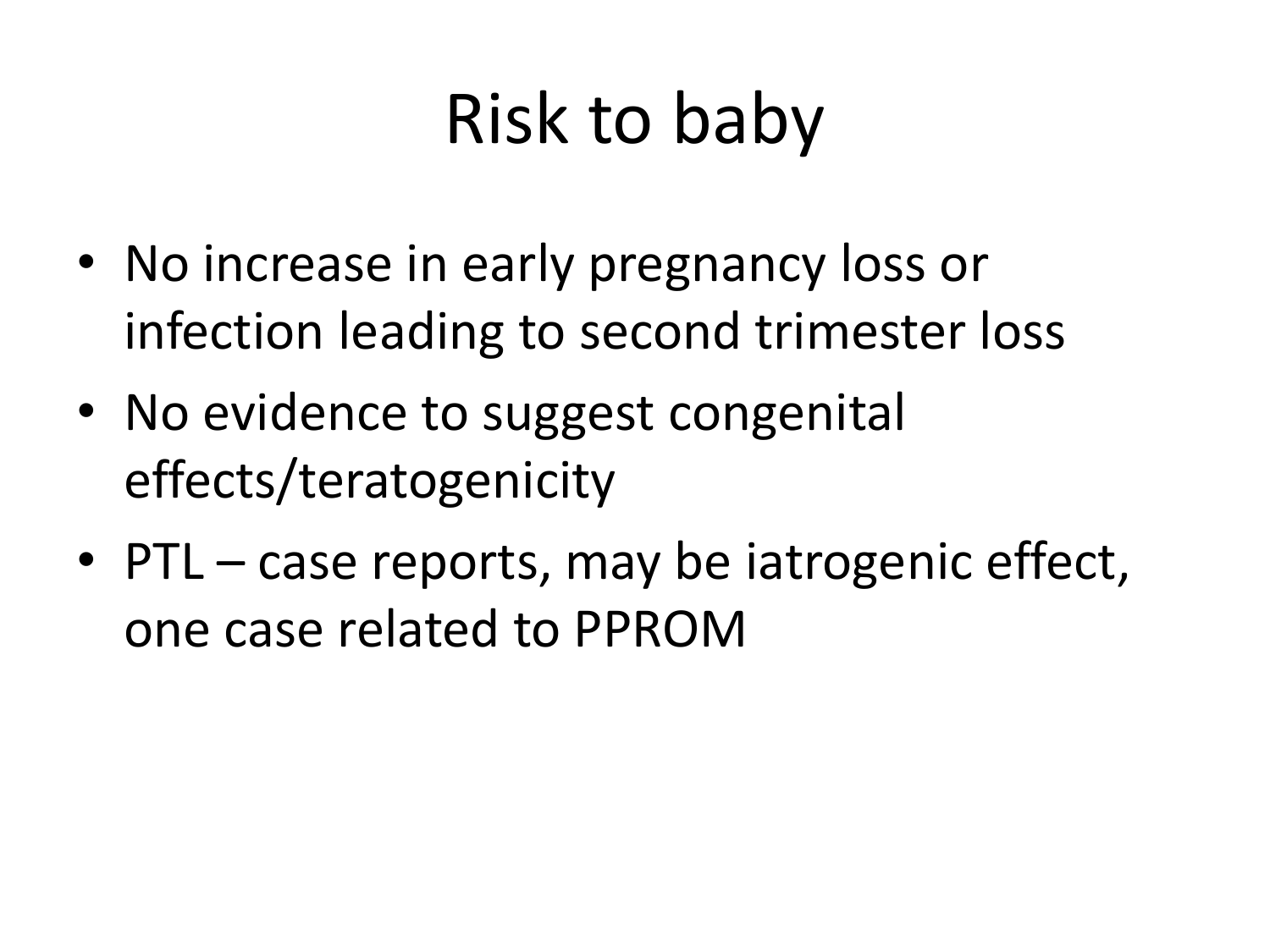# Risk to baby

- No increase in early pregnancy loss or infection leading to second trimester loss
- No evidence to suggest congenital effects/teratogenicity
- PTL – case reports, may be iatrogenic effect, one case related to PPROM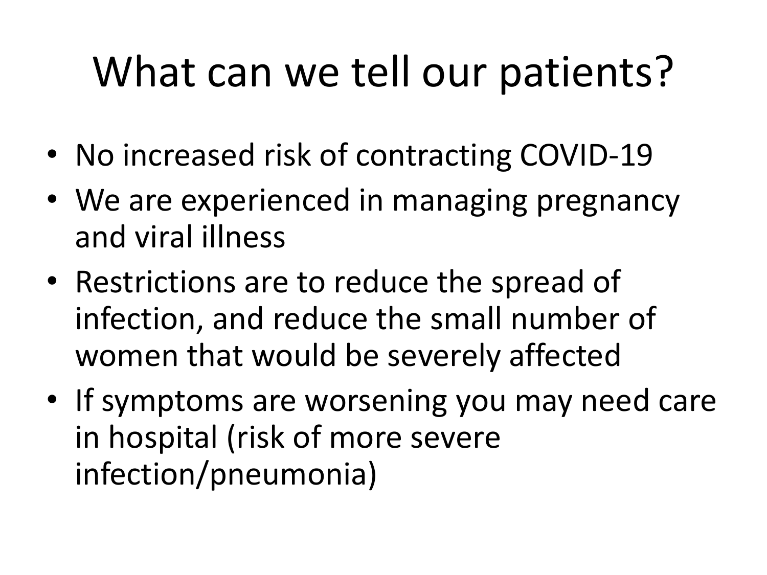# What can we tell our patients?

- No increased risk of contracting COVID-19
- We are experienced in managing pregnancy and viral illness
- Restrictions are to reduce the spread of infection, and reduce the small number of women that would be severely affected
- If symptoms are worsening you may need care in hospital (risk of more severe infection/pneumonia)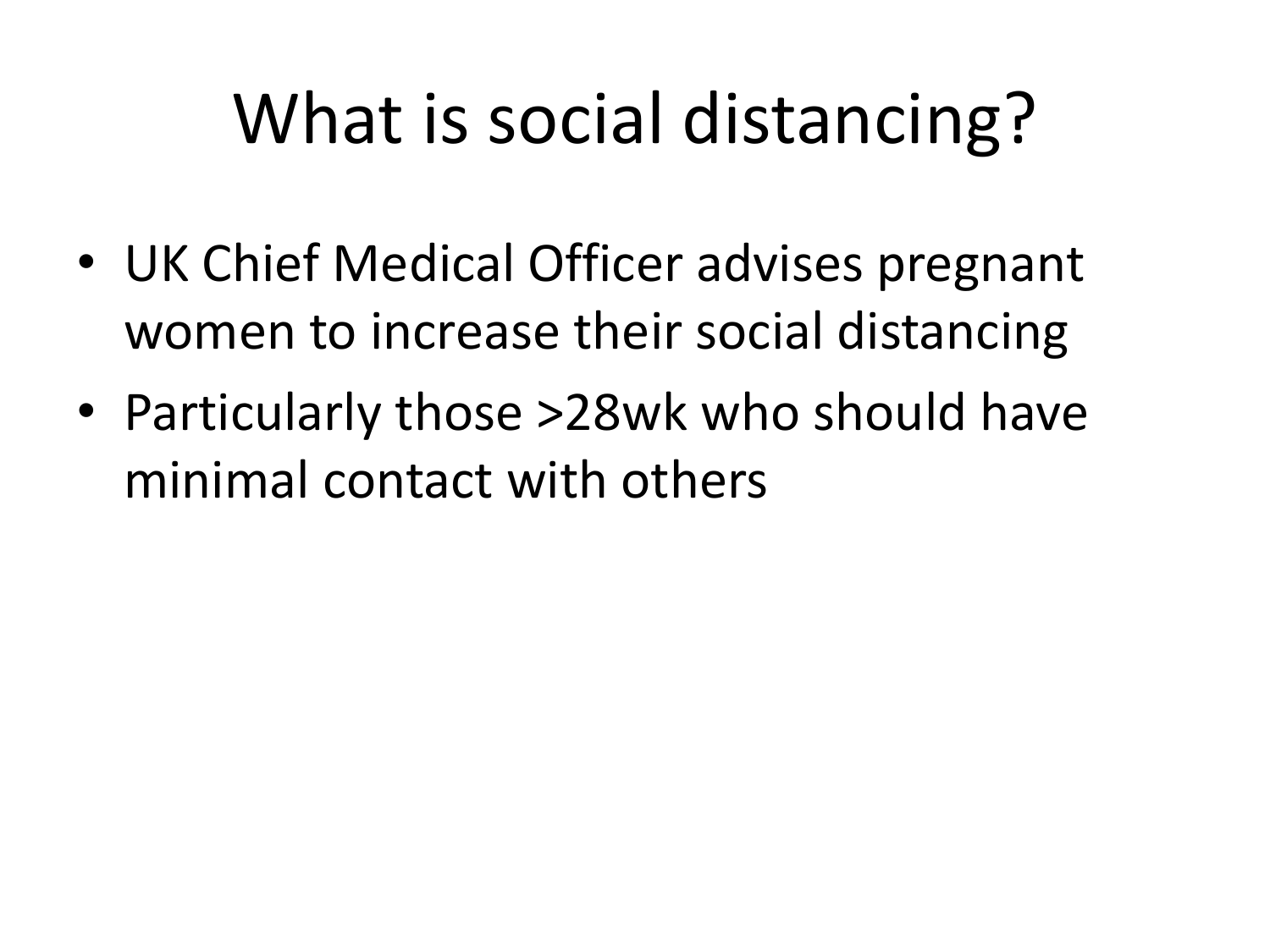# What is social distancing?

- UK Chief Medical Officer advises pregnant women to increase their social distancing
- Particularly those >28wk who should have minimal contact with others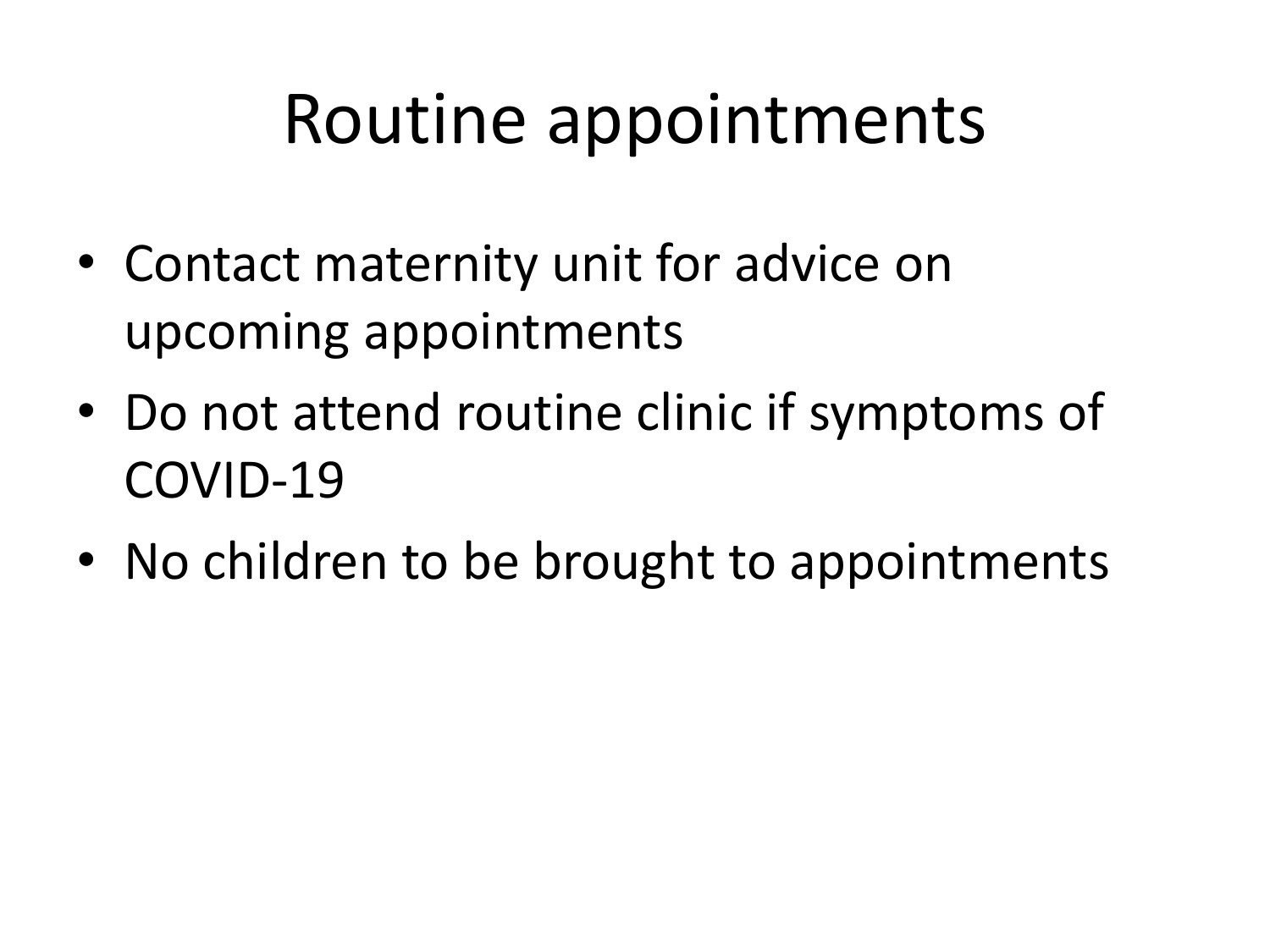# Routine appointments

- Contact maternity unit for advice on upcoming appointments
- Do not attend routine clinic if symptoms of COVID-19
- No children to be brought to appointments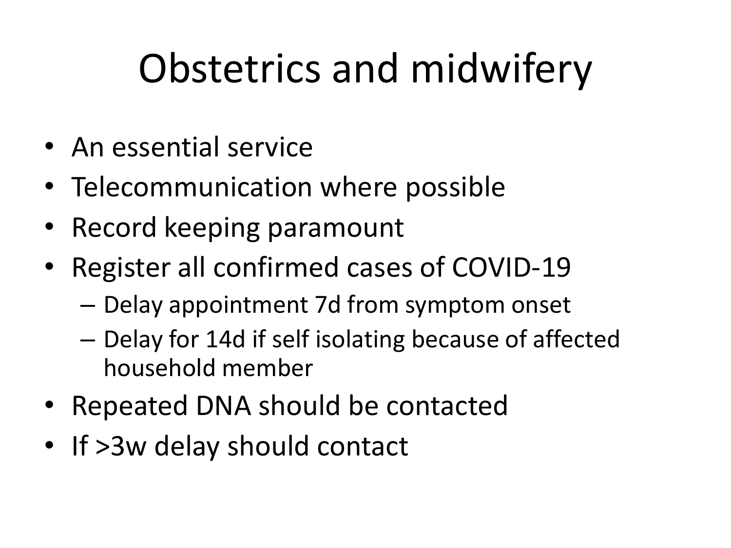# Obstetrics and midwifery

- An essential service
- Telecommunication where possible
- Record keeping paramount
- Register all confirmed cases of COVID-19
  - Delay appointment 7d from symptom onset
  - Delay for 14d if self isolating because of affected household member
- Repeated DNA should be contacted
- If >3w delay should contact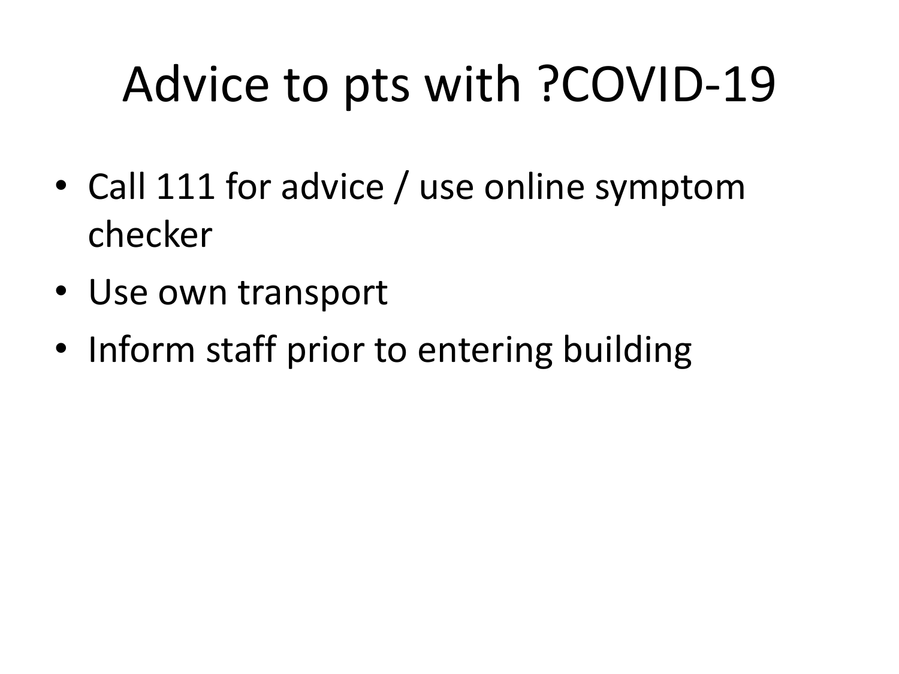# Advice to pts with ?COVID-19

- Call 111 for advice / use online symptom checker
- Use own transport
- Inform staff prior to entering building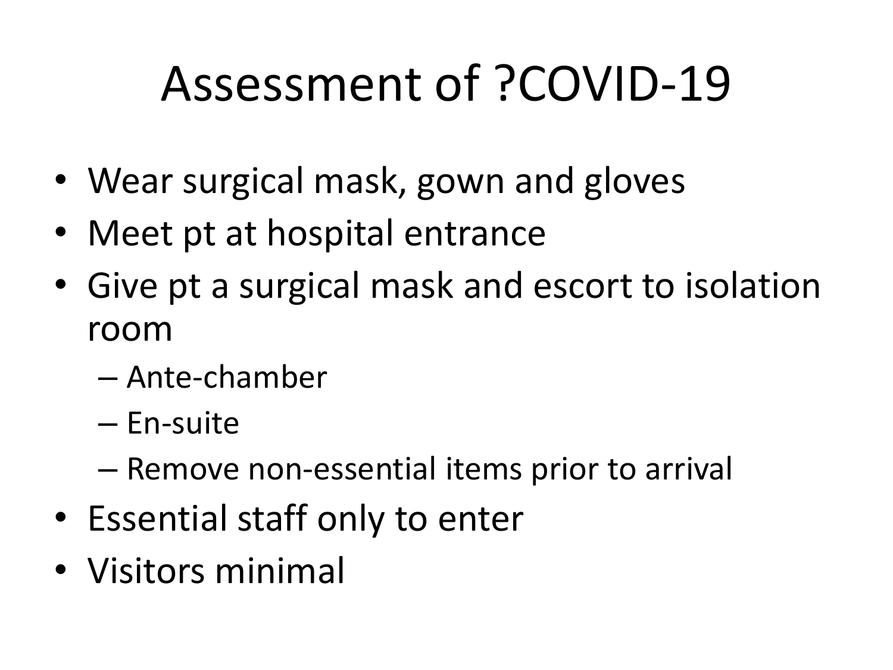# Assessment of ?COVID-19

- Wear surgical mask, gown and gloves
- Meet pt at hospital entrance
- Give pt a surgical mask and escort to isolation room
  - Ante-chamber
  - En-suite
  - Remove non-essential items prior to arrival
- Essential staff only to enter
- Visitors minimal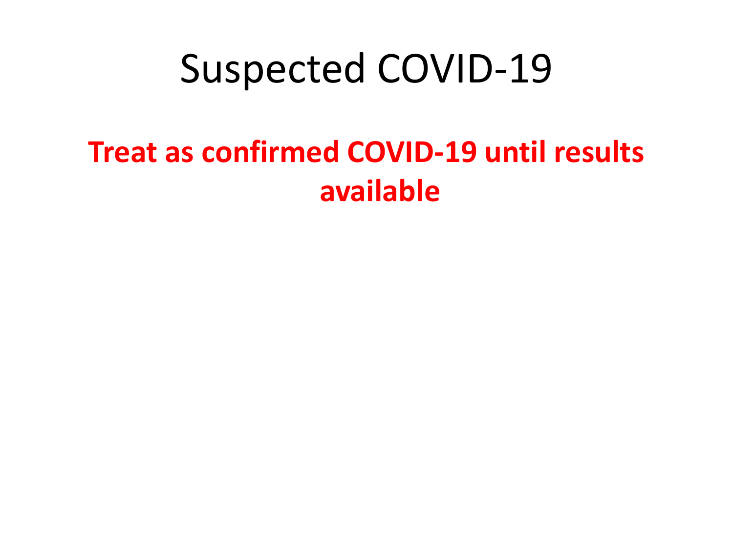# Suspected COVID-19

**Treat as confirmed COVID-19 until results available**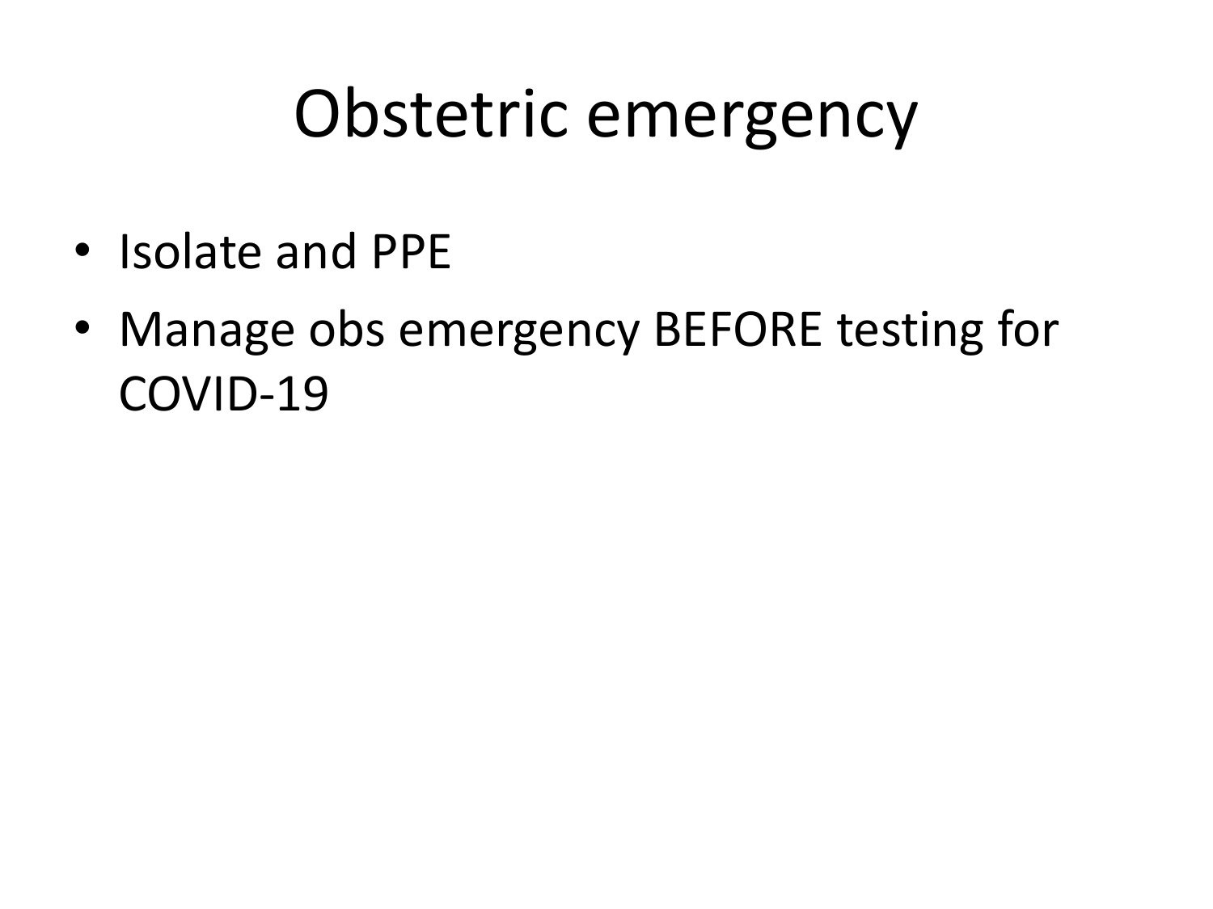# Obstetric emergency

- Isolate and PPE
- Manage obs emergency BEFORE testing for COVID-19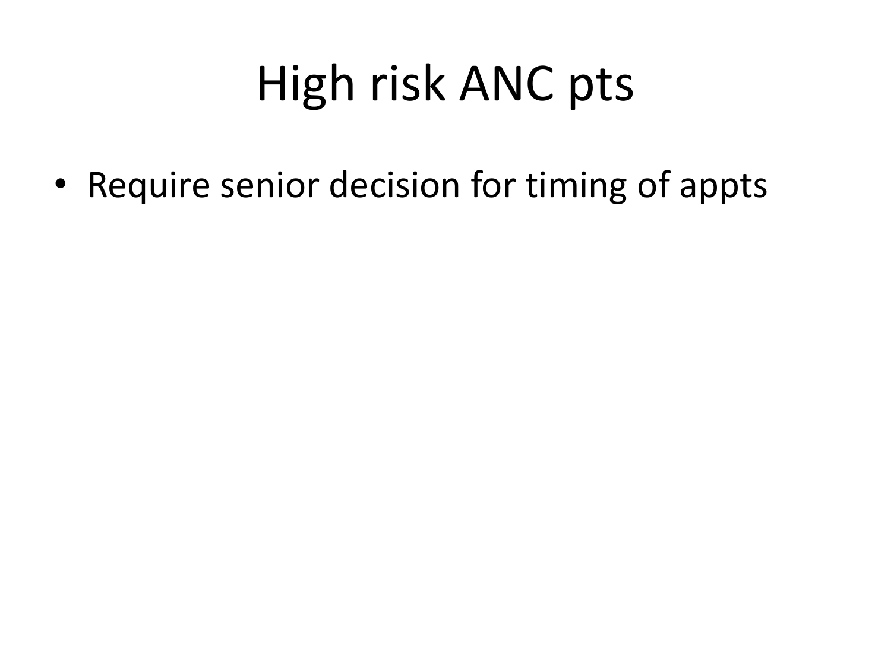# High risk ANC pts

- Require senior decision for timing of appts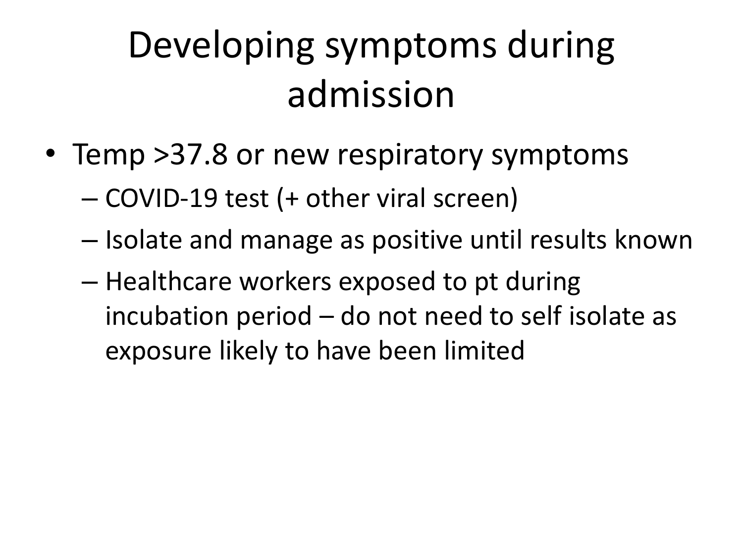# Developing symptoms during admission

- Temp >37.8 or new respiratory symptoms
  - COVID-19 test (+ other viral screen)
  - Isolate and manage as positive until results known
  - Healthcare workers exposed to pt during incubation period – do not need to self isolate as exposure likely to have been limited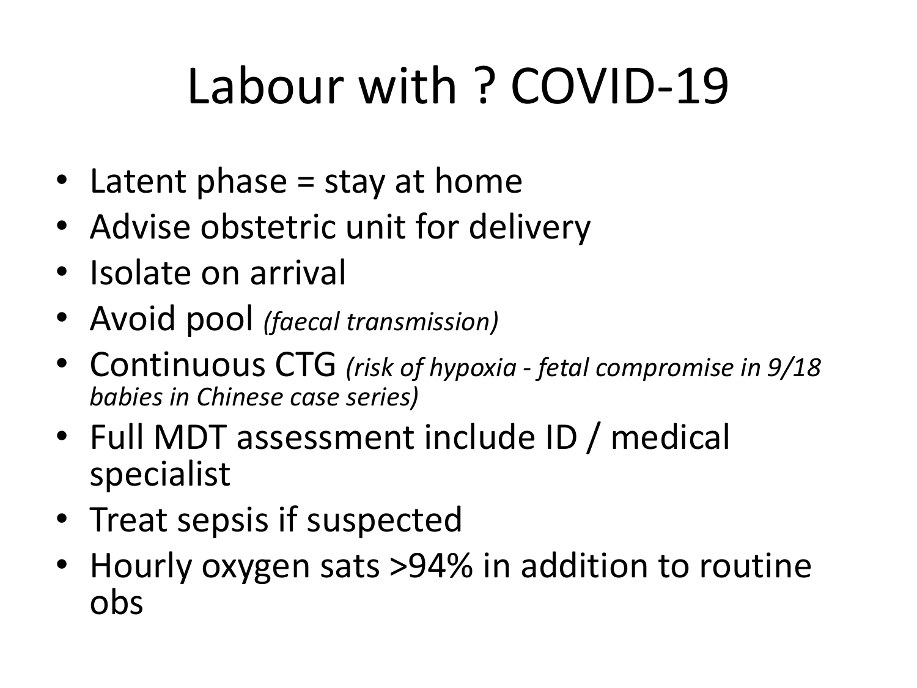# Labour with ? COVID-19

- Latent phase = stay at home
- Advise obstetric unit for delivery
- Isolate on arrival
- Avoid pool *(faecal transmission)*
- Continuous CTG *(risk of hypoxia - fetal compromise in 9/18 babies in Chinese case series)*
- Full MDT assessment include ID / medical specialist
- Treat sepsis if suspected
- Hourly oxygen sats >94% in addition to routine obs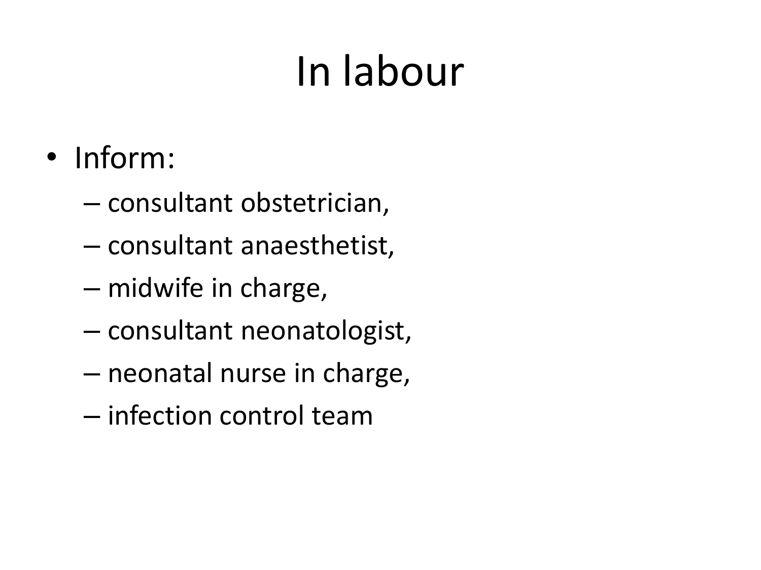# In labour

- Inform:
  - consultant obstetrician,
  - consultant anaesthetist,
  - midwife in charge,
  - consultant neonatologist,
  - neonatal nurse in charge,
  - infection control team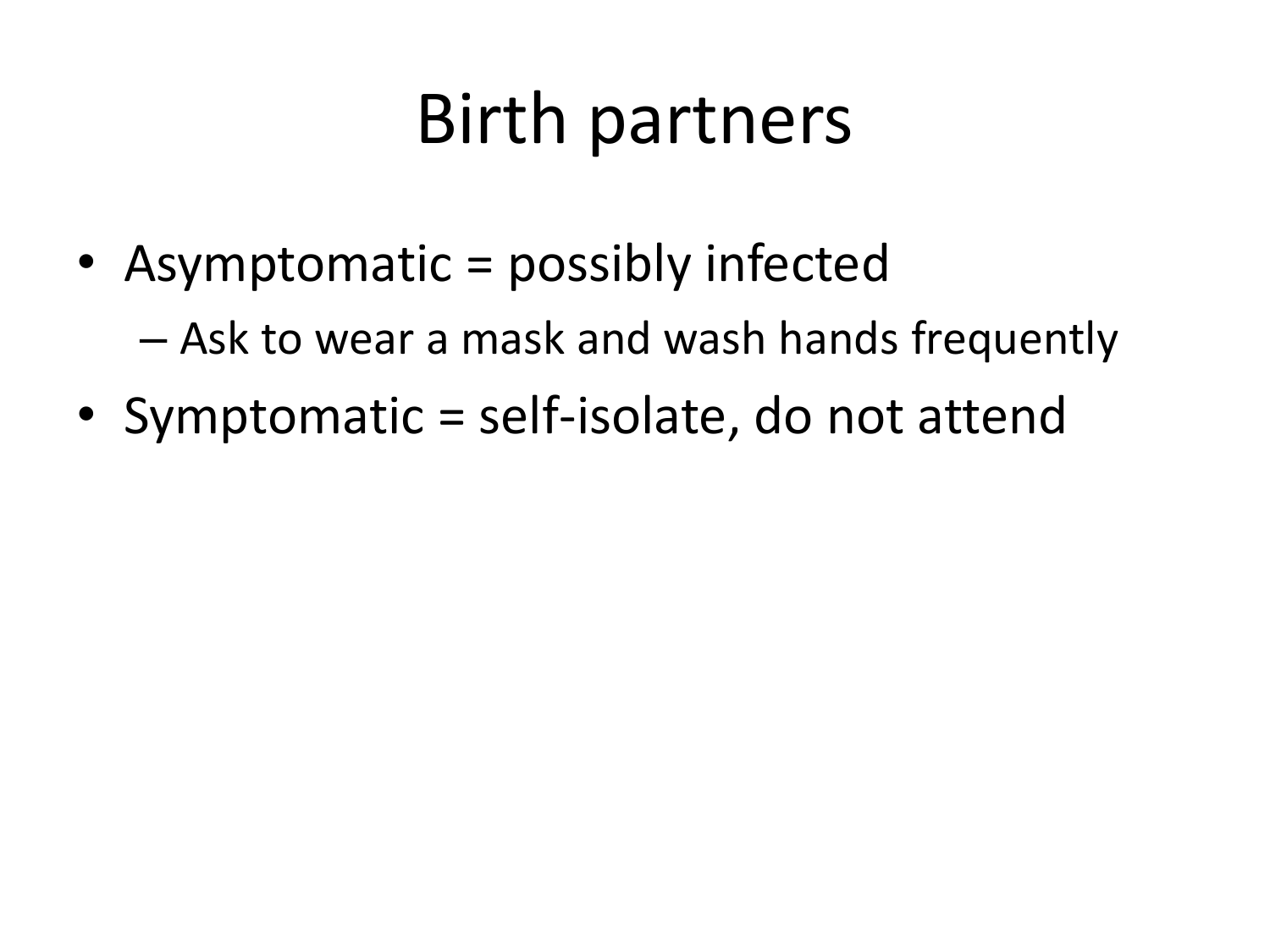# Birth partners

- Asymptomatic = possibly infected
  - Ask to wear a mask and wash hands frequently
- Symptomatic = self-isolate, do not attend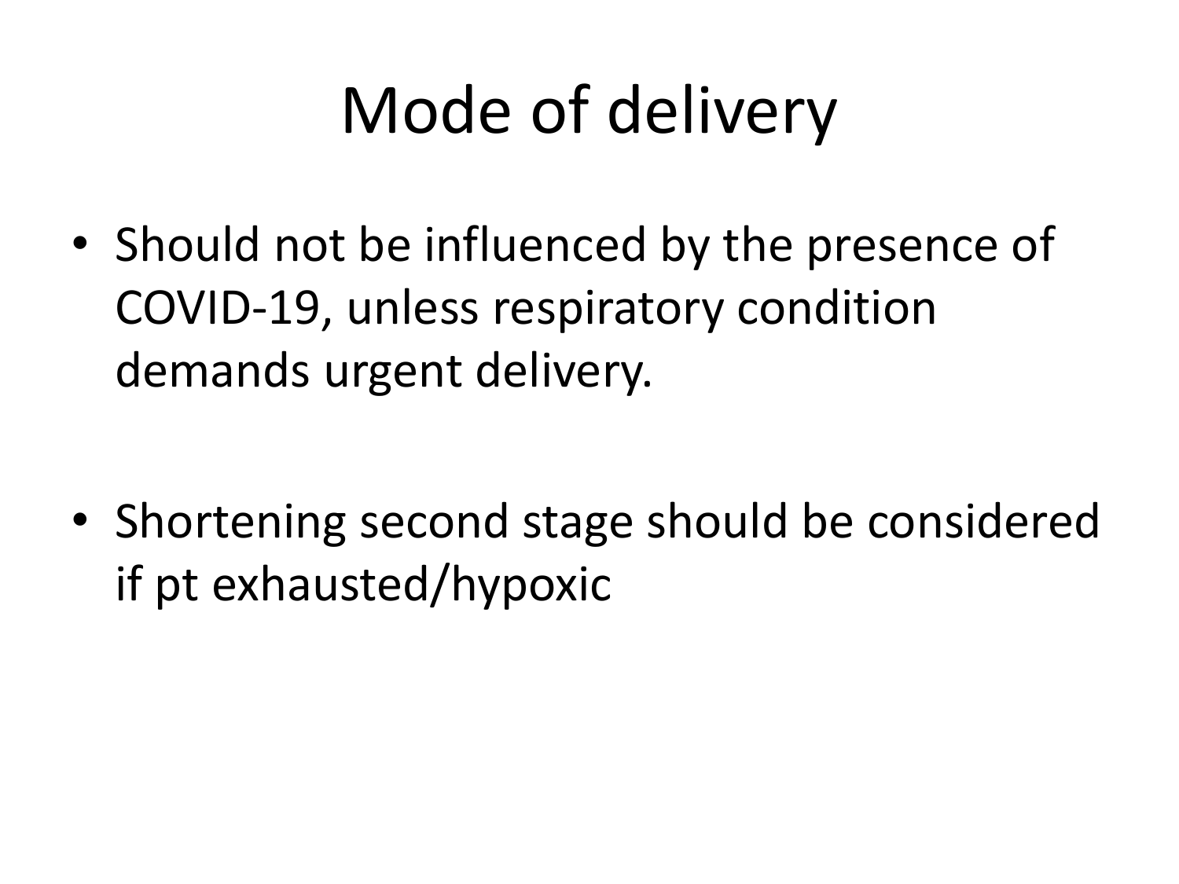# Mode of delivery

- Should not be influenced by the presence of COVID-19, unless respiratory condition demands urgent delivery.
- Shortening second stage should be considered if pt exhausted/hypoxic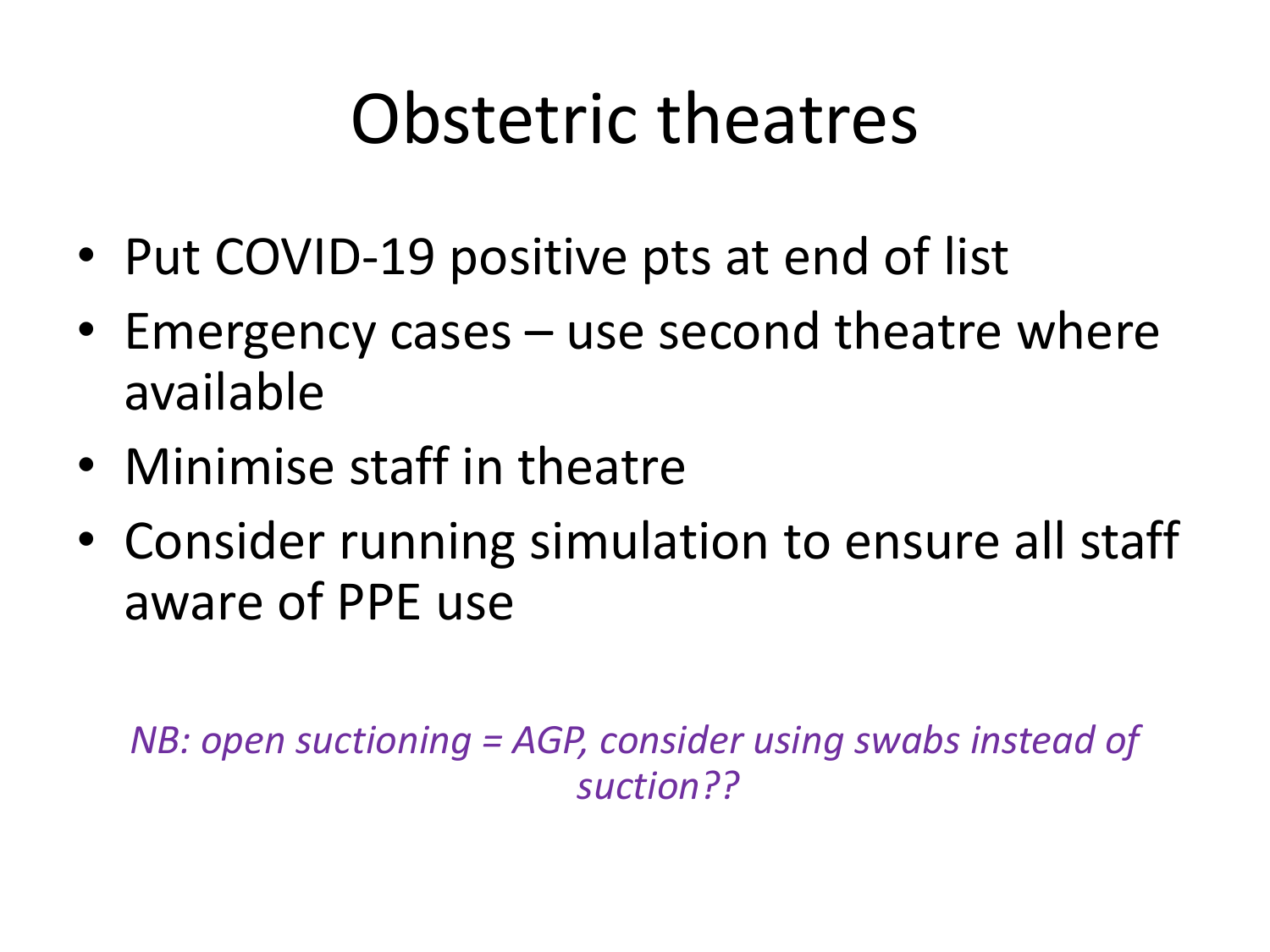# Obstetric theatres

- Put COVID-19 positive pts at end of list
- Emergency cases – use second theatre where available
- Minimise staff in theatre
- Consider running simulation to ensure all staff aware of PPE use

*NB: open suctioning = AGP, consider using swabs instead of suction??*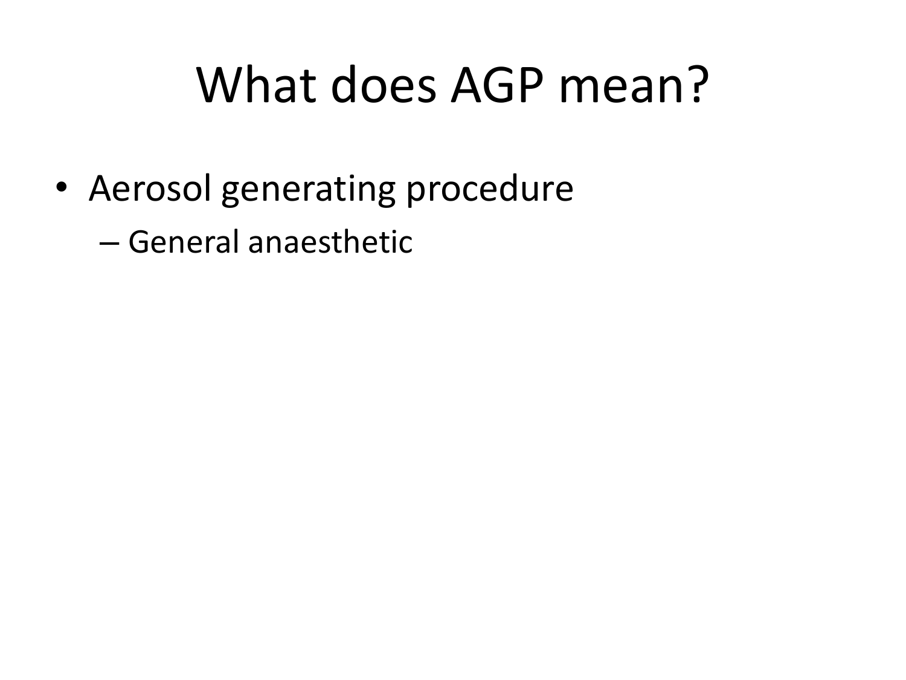# What does AGP mean?

- Aerosol generating procedure
  - General anaesthetic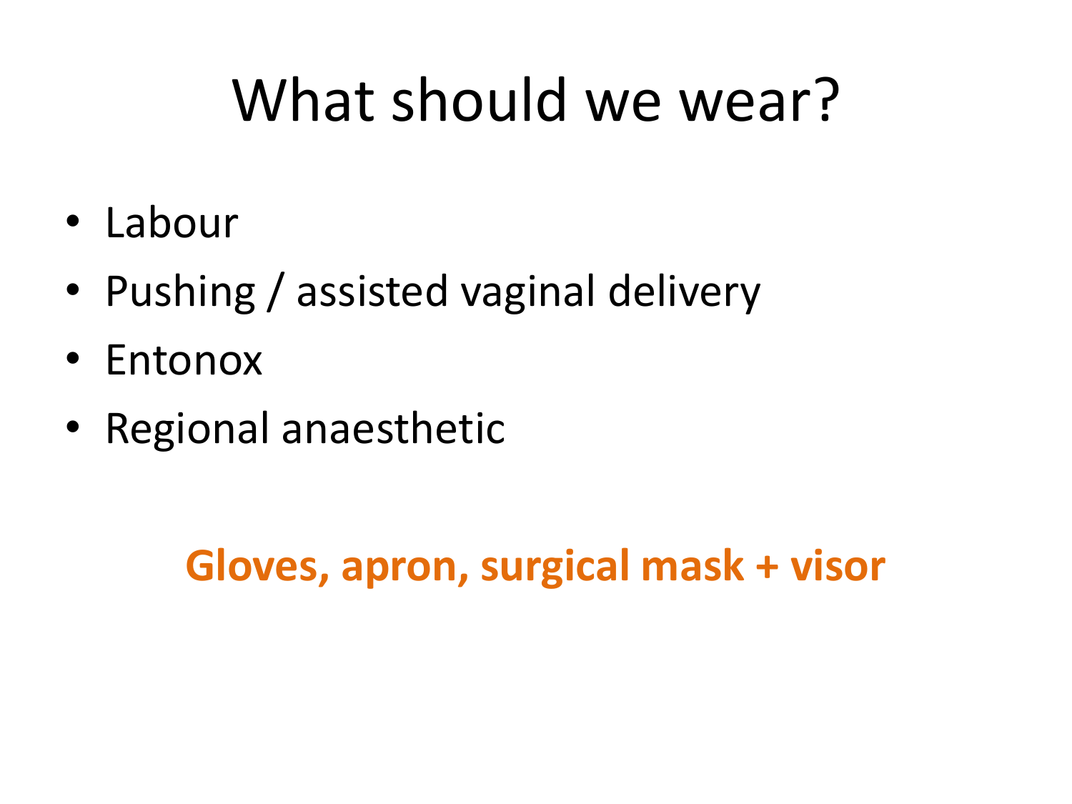# What should we wear?

- Labour
- Pushing / assisted vaginal delivery
- Entonox
- Regional anaesthetic

**Gloves, apron, surgical mask + visor**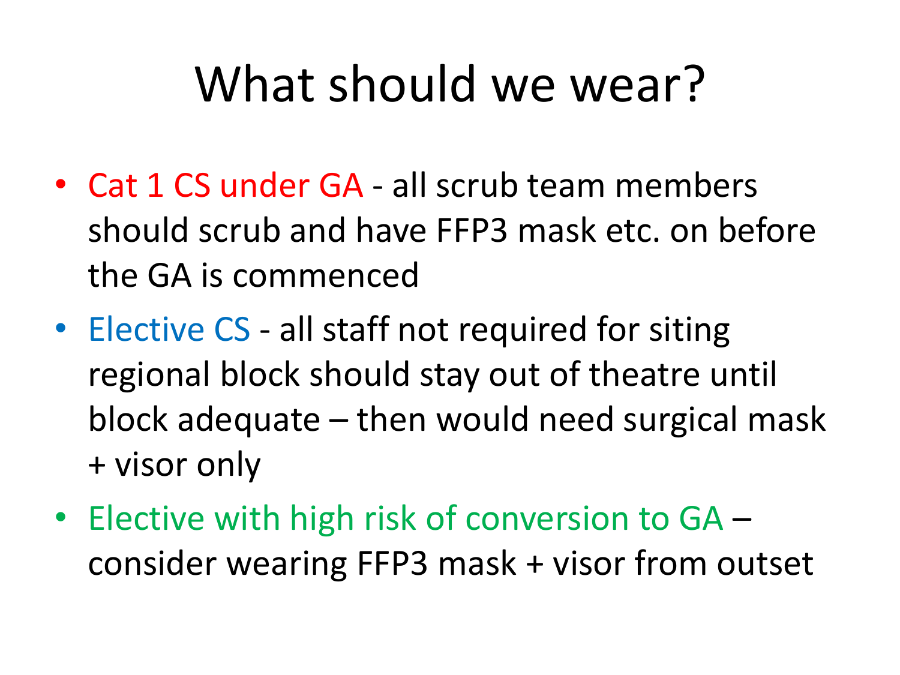# What should we wear?

- Cat 1 CS under GA - all scrub team members should scrub and have FFP3 mask etc. on before the GA is commenced
- Elective CS - all staff not required for siting regional block should stay out of theatre until block adequate – then would need surgical mask + visor only
- Elective with high risk of conversion to GA – consider wearing FFP3 mask + visor from outset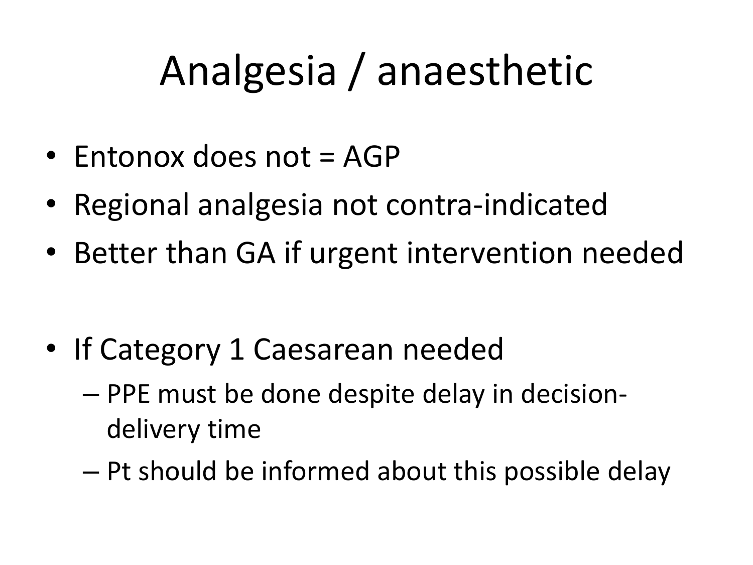# Analgesia / anaesthetic

- Entonox does not = AGP
- Regional analgesia not contra-indicated
- Better than GA if urgent intervention needed

- If Category 1 Caesarean needed
  - PPE must be done despite delay in decision-delivery time
  - Pt should be informed about this possible delay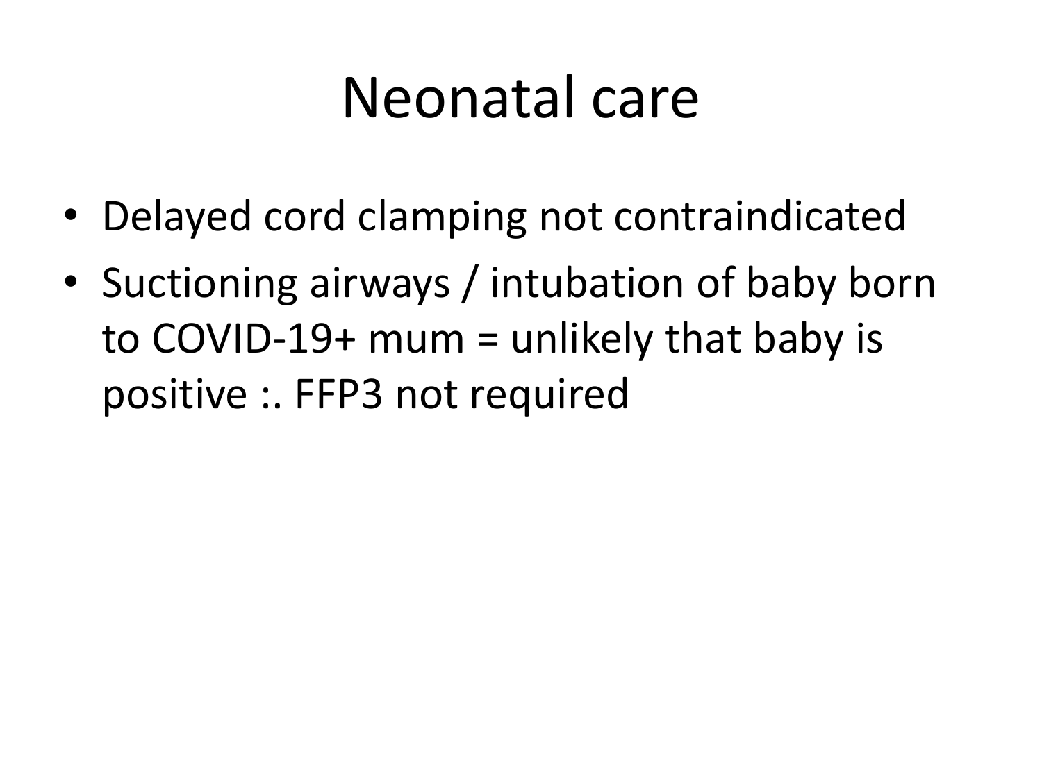# Neonatal care

- Delayed cord clamping not contraindicated
- Suctioning airways / intubation of baby born to COVID-19+ mum = unlikely that baby is positive :. FFP3 not required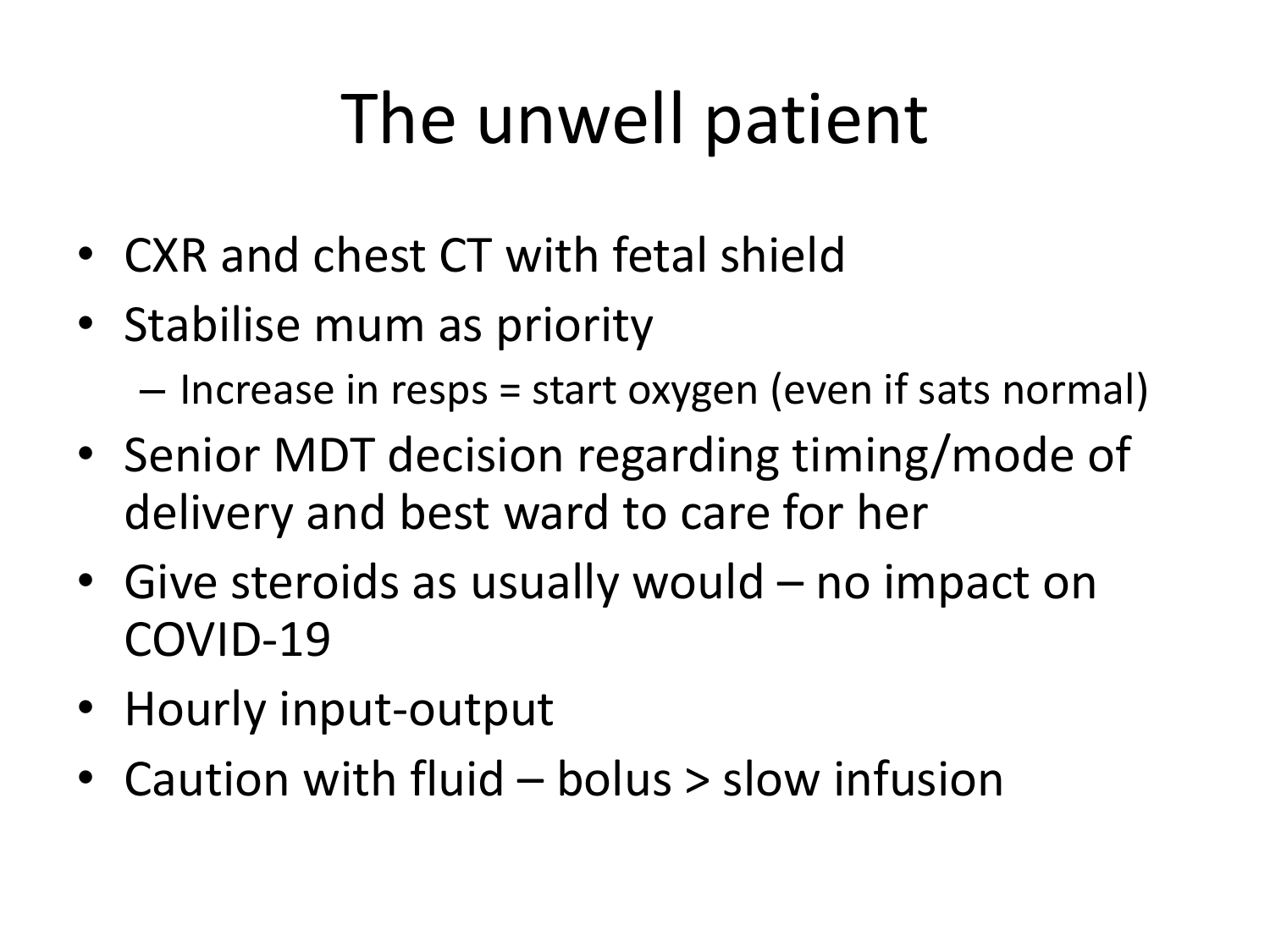# The unwell patient

- CXR and chest CT with fetal shield
- Stabilise mum as priority
  - Increase in resps = start oxygen (even if sats normal)
- Senior MDT decision regarding timing/mode of delivery and best ward to care for her
- Give steroids as usually would – no impact on COVID-19
- Hourly input-output
- Caution with fluid – bolus > slow infusion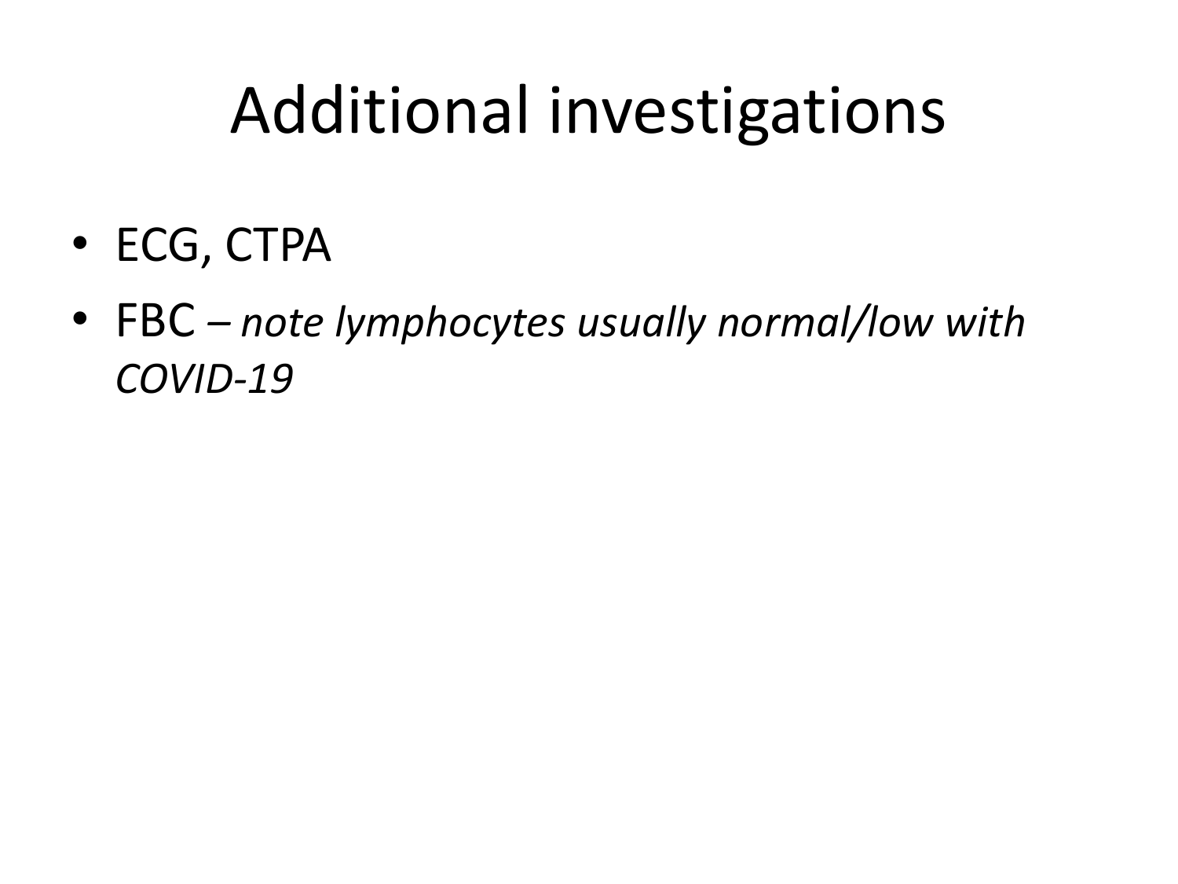# Additional investigations

- ECG, CTPA
- FBC – *note lymphocytes usually normal/low with COVID-19*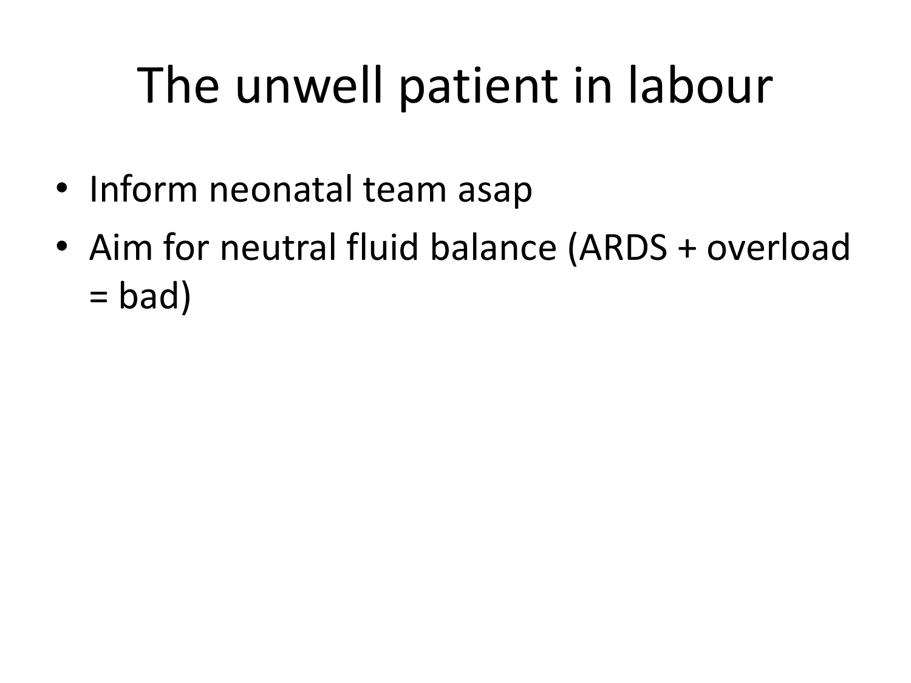# The unwell patient in labour

- Inform neonatal team asap
- Aim for neutral fluid balance (ARDS + overload = bad)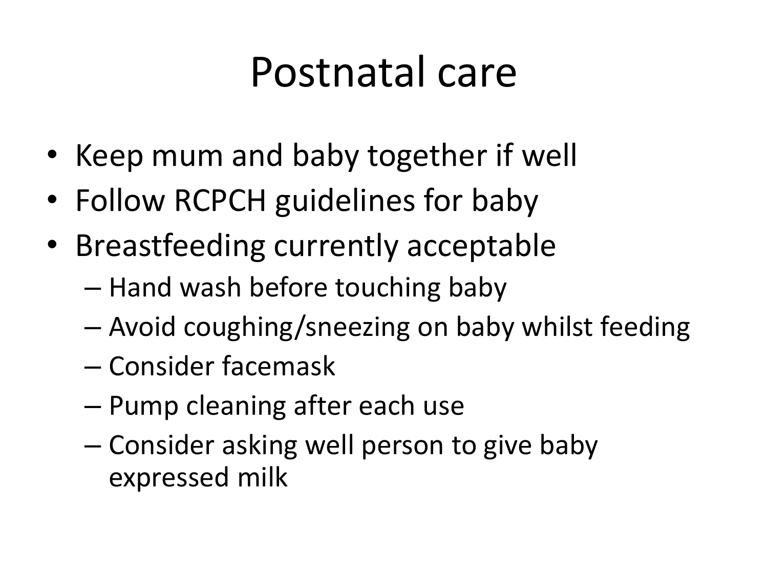# Postnatal care

- Keep mum and baby together if well
- Follow RCPCH guidelines for baby
- Breastfeeding currently acceptable
  - Hand wash before touching baby
  - Avoid coughing/sneezing on baby whilst feeding
  - Consider facemask
  - Pump cleaning after each use
  - Consider asking well person to give baby expressed milk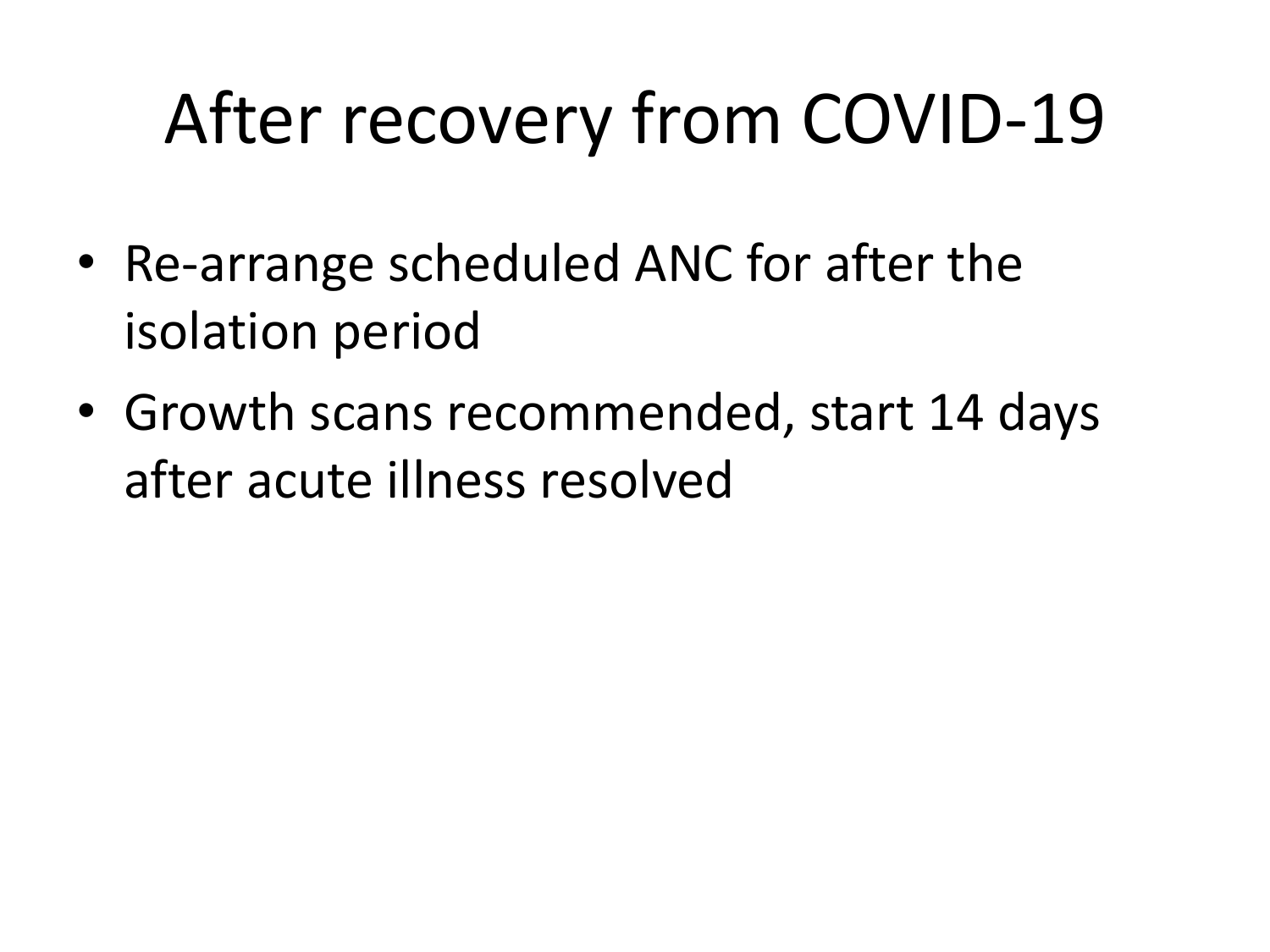# After recovery from COVID-19

- Re-arrange scheduled ANC for after the isolation period
- Growth scans recommended, start 14 days after acute illness resolved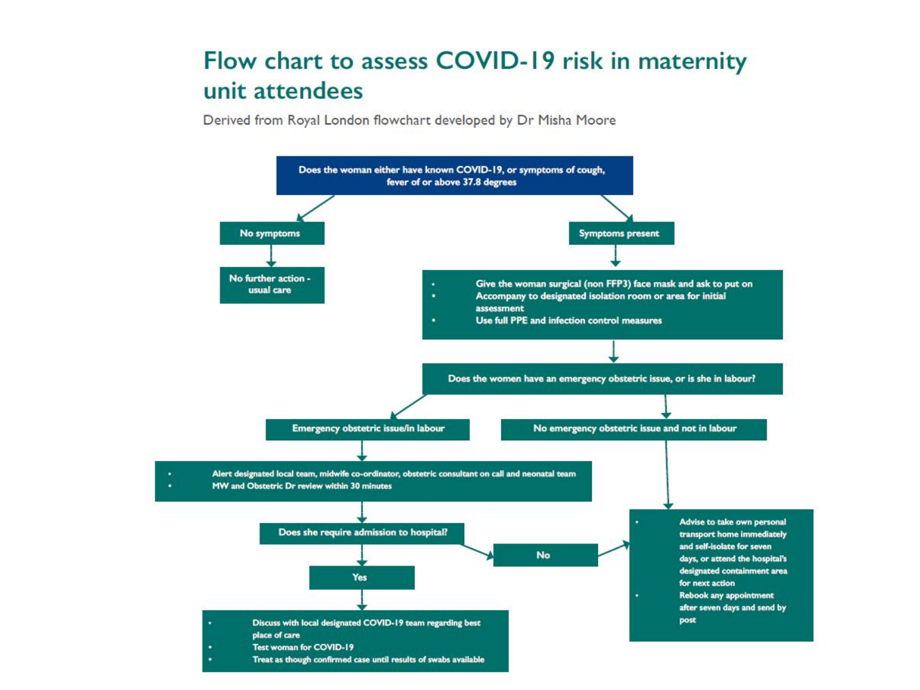# Flow chart to assess COVID-19 risk in maternity unit attendees

Derived from Royal London flowchart developed by Dr Misha Moore

**Does the woman either have known COVID-19, or symptoms of cough, fever of or above 37.8 degrees**

**No symptoms**

- No further action - usual care

**Symptoms present**

- Give the woman surgical (non FFP3) face mask and ask to put on
- Accompany to designated isolation room or area for initial assessment
- Use full PPE and infection control measures

**Does the women have an emergency obstetric issue, or is she in labour?**

**Emergency obstetric issue/in labour**

- Alert designated local team, midwife co-ordinator, obstetric consultant on call and neonatal team
- MW and Obstetric Dr review within 30 minutes

**Does she require admission to hospital?**

**Yes**

- Discuss with local designated COVID-19 team regarding best place of care
- Test woman for COVID-19
- Treat as though confirmed case until results of swabs available

**No**

- (see below)

**No emergency obstetric issue and not in labour**

- Advise to take own personal transport home immediately and self-isolate for seven days, or attend the hospital's designated containment area for next action
- Rebook any appointment after seven days and send by post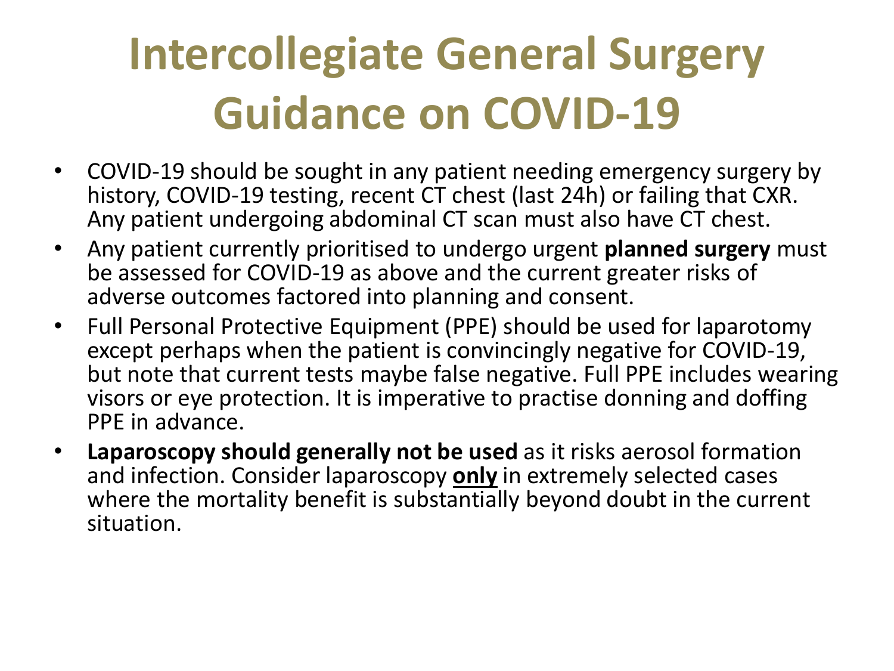# Intercollegiate General Surgery Guidance on COVID-19

- COVID-19 should be sought in any patient needing emergency surgery by history, COVID-19 testing, recent CT chest (last 24h) or failing that CXR. Any patient undergoing abdominal CT scan must also have CT chest.
- Any patient currently prioritised to undergo urgent **planned surgery** must be assessed for COVID-19 as above and the current greater risks of adverse outcomes factored into planning and consent.
- Full Personal Protective Equipment (PPE) should be used for laparotomy except perhaps when the patient is convincingly negative for COVID-19, but note that current tests maybe false negative. Full PPE includes wearing visors or eye protection. It is imperative to practise donning and doffing PPE in advance.
- **Laparoscopy should generally not be used** as it risks aerosol formation and infection. Consider laparoscopy <u>**only**</u> in extremely selected cases where the mortality benefit is substantially beyond doubt in the current situation.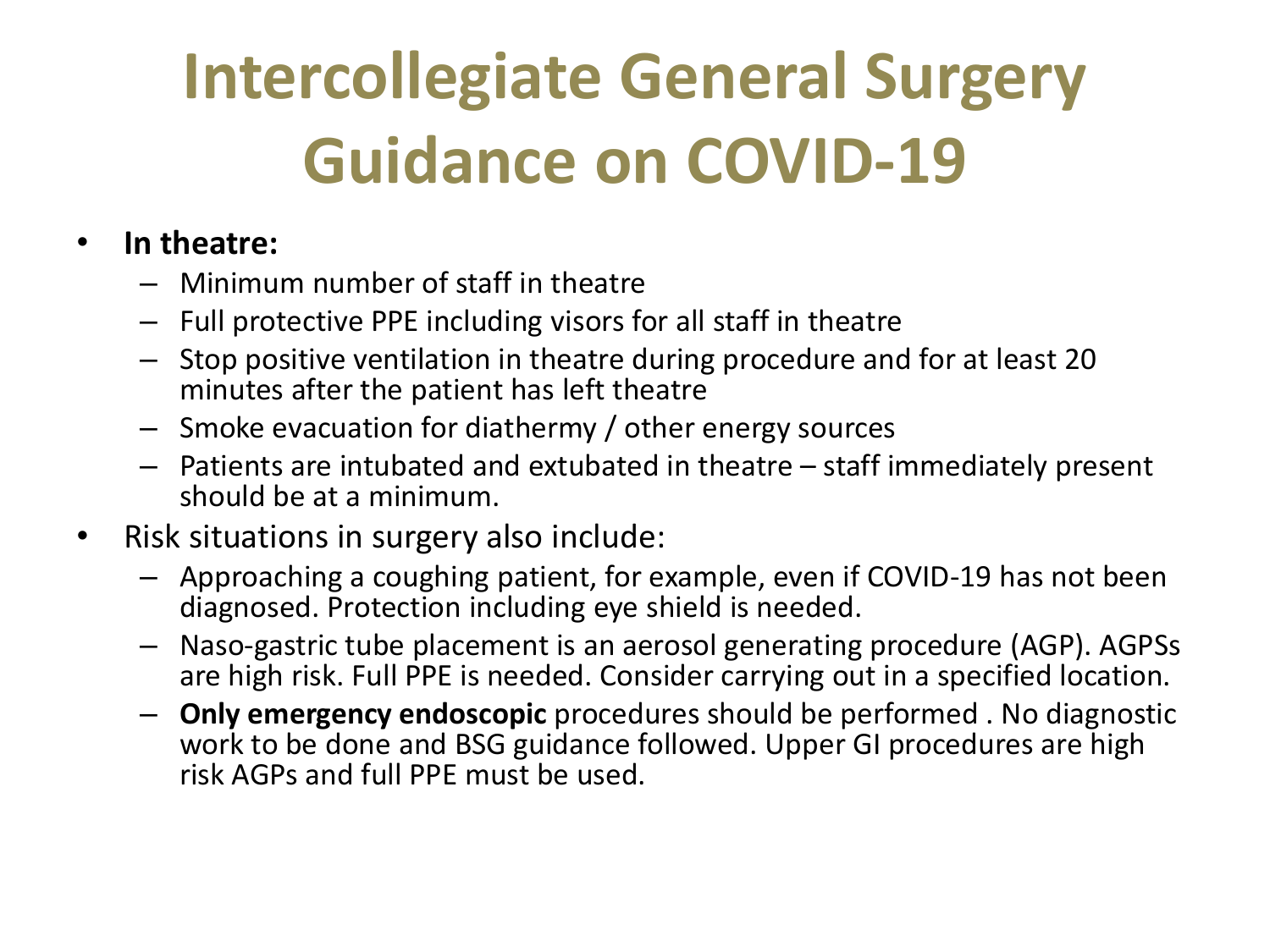# Intercollegiate General Surgery Guidance on COVID-19

- **In theatre:**
  - Minimum number of staff in theatre
  - Full protective PPE including visors for all staff in theatre
  - Stop positive ventilation in theatre during procedure and for at least 20 minutes after the patient has left theatre
  - Smoke evacuation for diathermy / other energy sources
  - Patients are intubated and extubated in theatre – staff immediately present should be at a minimum.
- Risk situations in surgery also include:
  - Approaching a coughing patient, for example, even if COVID-19 has not been diagnosed. Protection including eye shield is needed.
  - Naso-gastric tube placement is an aerosol generating procedure (AGP). AGPSs are high risk. Full PPE is needed. Consider carrying out in a specified location.
  - **Only emergency endoscopic** procedures should be performed . No diagnostic work to be done and BSG guidance followed. Upper GI procedures are high risk AGPs and full PPE must be used.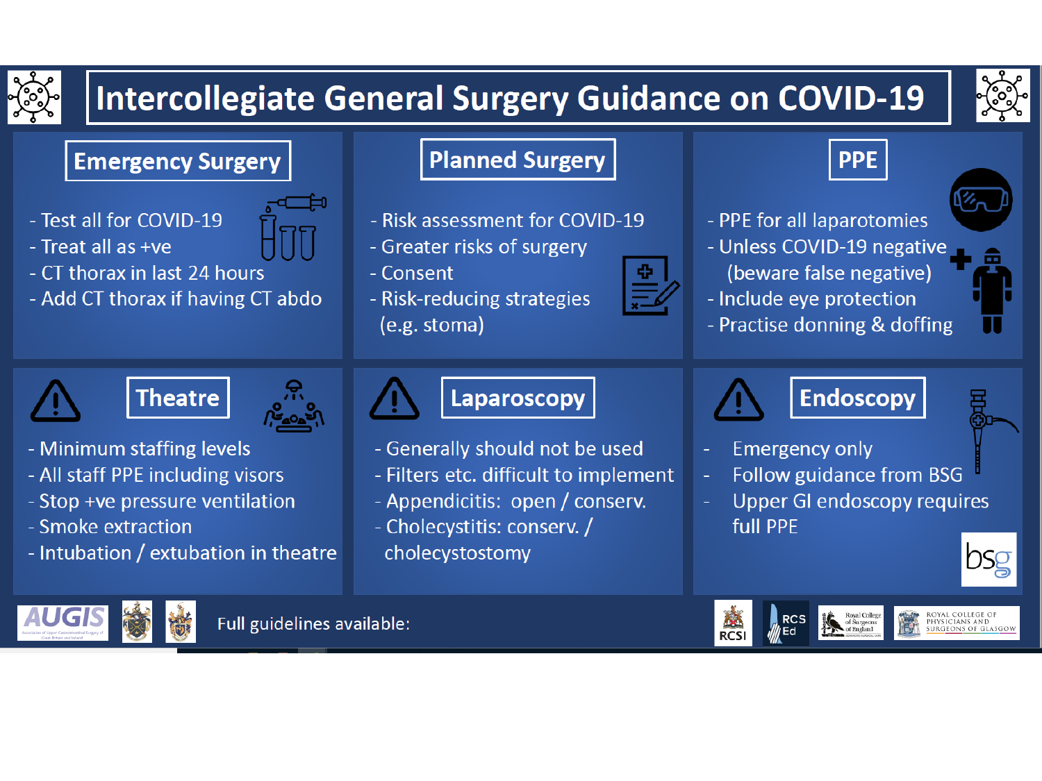# Intercollegiate General Surgery Guidance on COVID-19

## Emergency Surgery

- Test all for COVID-19
- Treat all as +ve
- CT thorax in last 24 hours
- Add CT thorax if having CT abdo

## Planned Surgery

- Risk assessment for COVID-19
- Greater risks of surgery
- Consent
- Risk-reducing strategies (e.g. stoma)

## PPE

- PPE for all laparotomies
- Unless COVID-19 negative (beware false negative)
- Include eye protection
- Practise donning & doffing

## Theatre

- Minimum staffing levels
- All staff PPE including visors
- Stop +ve pressure ventilation
- Smoke extraction
- Intubation / extubation in theatre

## Laparoscopy

- Generally should not be used
- Filters etc. difficult to implement
- Appendicitis: open / conserv.
- Cholecystitis: conserv. / cholecystostomy

## Endoscopy

- Emergency only
- Follow guidance from BSG
- Upper GI endoscopy requires full PPE

bsg

AUGIS

Full guidelines available:

RCSI | RCS Ed | Royal College of Surgeons of England | Royal College of Physicians and Surgeons of Glasgow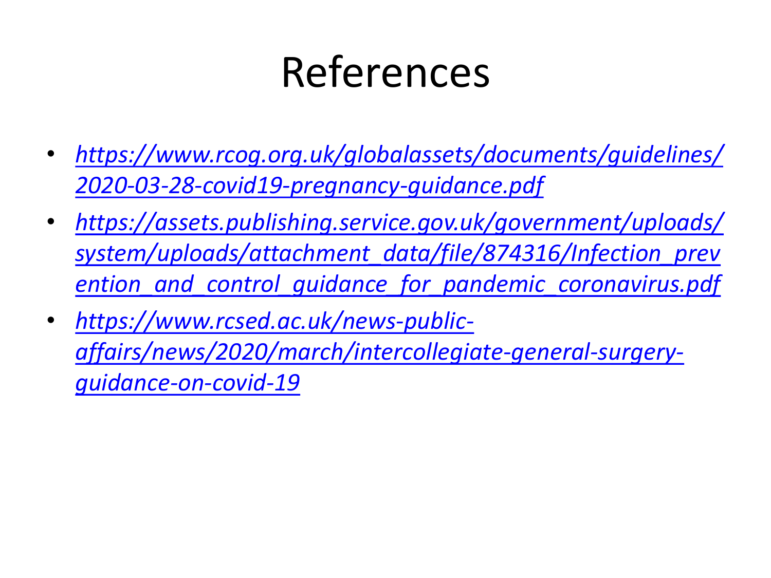# References

- *https://www.rcog.org.uk/globalassets/documents/guidelines/2020-03-28-covid19-pregnancy-guidance.pdf*
- *https://assets.publishing.service.gov.uk/government/uploads/system/uploads/attachment_data/file/874316/Infection_prevention_and_control_guidance_for_pandemic_coronavirus.pdf*
- *https://www.rcsed.ac.uk/news-public-affairs/news/2020/march/intercollegiate-general-surgery-guidance-on-covid-19*